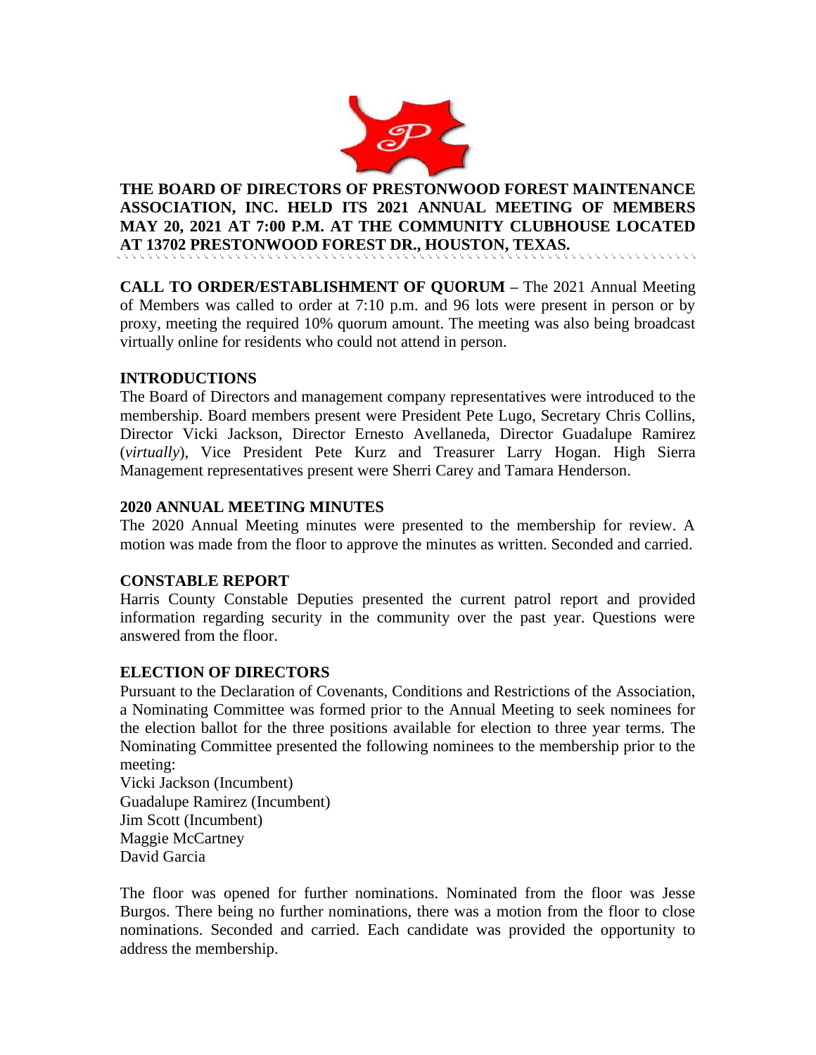**THE BOARD OF DIRECTORS OF PRESTONWOOD FOREST MAINTENANCE ASSOCIATION, INC. HELD ITS 2021 ANNUAL MEETING OF MEMBERS MAY 20, 2021 AT 7:00 P.M. AT THE COMMUNITY CLUBHOUSE LOCATED AT 13702 PRESTONWOOD FOREST DR., HOUSTON, TEXAS.**

**CALL TO ORDER/ESTABLISHMENT OF QUORUM –** The 2021 Annual Meeting of Members was called to order at 7:10 p.m. and 96 lots were present in person or by proxy, meeting the required 10% quorum amount. The meeting was also being broadcast virtually online for residents who could not attend in person.

**INTRODUCTIONS**

The Board of Directors and management company representatives were introduced to the membership. Board members present were President Pete Lugo, Secretary Chris Collins, Director Vicki Jackson, Director Ernesto Avellaneda, Director Guadalupe Ramirez (*virtually*), Vice President Pete Kurz and Treasurer Larry Hogan. High Sierra Management representatives present were Sherri Carey and Tamara Henderson.

**2020 ANNUAL MEETING MINUTES**

The 2020 Annual Meeting minutes were presented to the membership for review. A motion was made from the floor to approve the minutes as written. Seconded and carried.

**CONSTABLE REPORT**

Harris County Constable Deputies presented the current patrol report and provided information regarding security in the community over the past year. Questions were answered from the floor.

**ELECTION OF DIRECTORS**

Pursuant to the Declaration of Covenants, Conditions and Restrictions of the Association, a Nominating Committee was formed prior to the Annual Meeting to seek nominees for the election ballot for the three positions available for election to three year terms. The Nominating Committee presented the following nominees to the membership prior to the meeting:

Vicki Jackson (Incumbent)
Guadalupe Ramirez (Incumbent)
Jim Scott (Incumbent)
Maggie McCartney
David Garcia

The floor was opened for further nominations. Nominated from the floor was Jesse Burgos. There being no further nominations, there was a motion from the floor to close nominations. Seconded and carried. Each candidate was provided the opportunity to address the membership.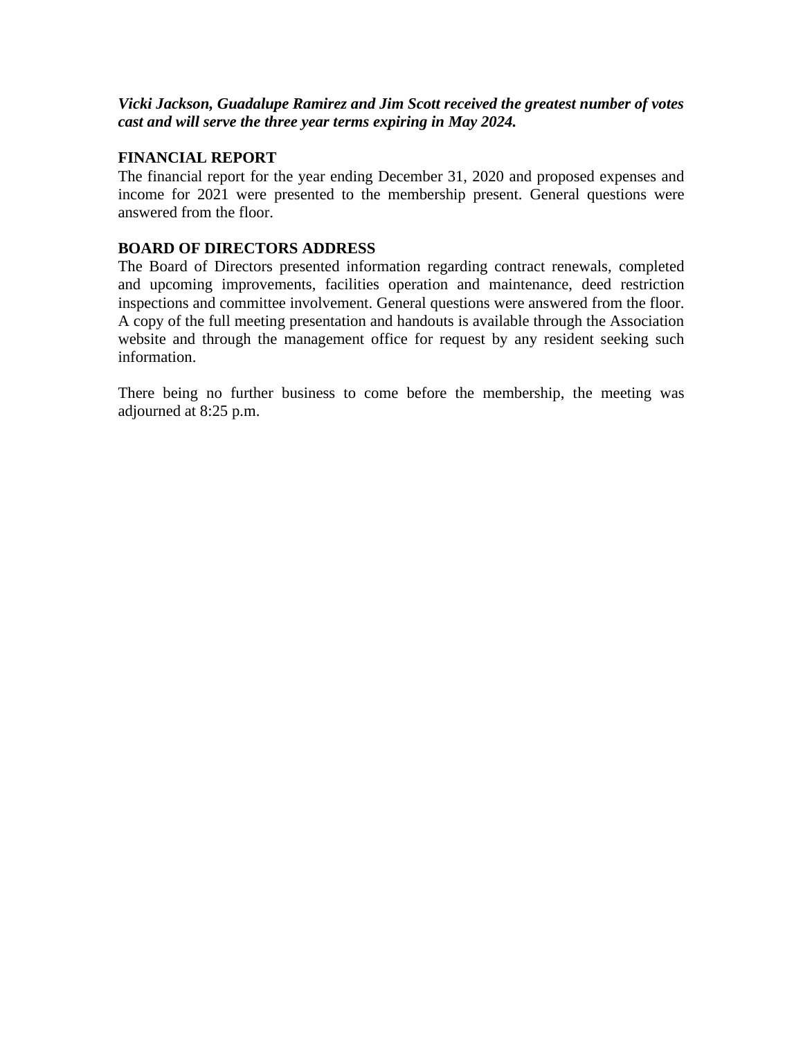***Vicki Jackson, Guadalupe Ramirez and Jim Scott received the greatest number of votes cast and will serve the three year terms expiring in May 2024.***

**FINANCIAL REPORT**

The financial report for the year ending December 31, 2020 and proposed expenses and income for 2021 were presented to the membership present. General questions were answered from the floor.

**BOARD OF DIRECTORS ADDRESS**

The Board of Directors presented information regarding contract renewals, completed and upcoming improvements, facilities operation and maintenance, deed restriction inspections and committee involvement. General questions were answered from the floor. A copy of the full meeting presentation and handouts is available through the Association website and through the management office for request by any resident seeking such information.

There being no further business to come before the membership, the meeting was adjourned at 8:25 p.m.